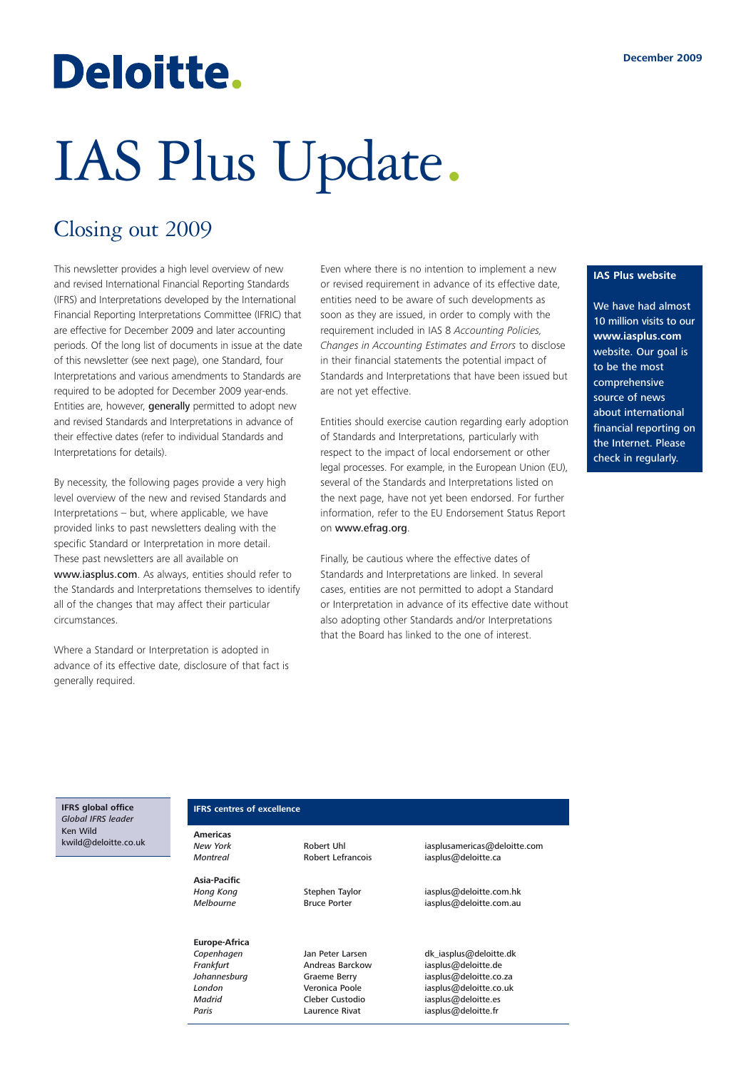Deloitte.

December 2009

# IAS Plus Update.

## Closing out 2009

This newsletter provides a high level overview of new and revised International Financial Reporting Standards (IFRS) and Interpretations developed by the International Financial Reporting Interpretations Committee (IFRIC) that are effective for December 2009 and later accounting periods. Of the long list of documents in issue at the date of this newsletter (see next page), one Standard, four Interpretations and various amendments to Standards are required to be adopted for December 2009 year-ends. Entities are, however, generally permitted to adopt new and revised Standards and Interpretations in advance of their effective dates (refer to individual Standards and Interpretations for details).

By necessity, the following pages provide a very high level overview of the new and revised Standards and Interpretations – but, where applicable, we have provided links to past newsletters dealing with the specific Standard or Interpretation in more detail. These past newsletters are all available on www.iasplus.com. As always, entities should refer to the Standards and Interpretations themselves to identify all of the changes that may affect their particular circumstances.

Where a Standard or Interpretation is adopted in advance of its effective date, disclosure of that fact is generally required.

Even where there is no intention to implement a new or revised requirement in advance of its effective date, entities need to be aware of such developments as soon as they are issued, in order to comply with the requirement included in IAS 8 *Accounting Policies, Changes in Accounting Estimates and Errors* to disclose in their financial statements the potential impact of Standards and Interpretations that have been issued but are not yet effective.

Entities should exercise caution regarding early adoption of Standards and Interpretations, particularly with respect to the impact of local endorsement or other legal processes. For example, in the European Union (EU), several of the Standards and Interpretations listed on the next page, have not yet been endorsed. For further information, refer to the EU Endorsement Status Report on www.efrag.org.

Finally, be cautious where the effective dates of Standards and Interpretations are linked. In several cases, entities are not permitted to adopt a Standard or Interpretation in advance of its effective date without also adopting other Standards and/or Interpretations that the Board has linked to the one of interest.

**IAS Plus website**

We have had almost 10 million visits to our **www.iasplus.com** website. Our goal is to be the most comprehensive source of news about international financial reporting on the Internet. Please check in regularly.

**IFRS global office**
*Global IFRS leader*
Ken Wild
kwild@deloitte.co.uk

**IFRS centres of excellence**

| | | |
|---|---|---|
| **Americas** | | |
| *New York* | Robert Uhl | iasplusamericas@deloitte.com |
| *Montreal* | Robert Lefrancois | iasplus@deloitte.ca |
| **Asia-Pacific** | | |
| *Hong Kong* | Stephen Taylor | iasplus@deloitte.com.hk |
| *Melbourne* | Bruce Porter | iasplus@deloitte.com.au |
| **Europe-Africa** | | |
| *Copenhagen* | Jan Peter Larsen | dk_iasplus@deloitte.dk |
| *Frankfurt* | Andreas Barckow | iasplus@deloitte.de |
| *Johannesburg* | Graeme Berry | iasplus@deloitte.co.za |
| *London* | Veronica Poole | iasplus@deloitte.co.uk |
| *Madrid* | Cleber Custodio | iasplus@deloitte.es |
| *Paris* | Laurence Rivat | iasplus@deloitte.fr |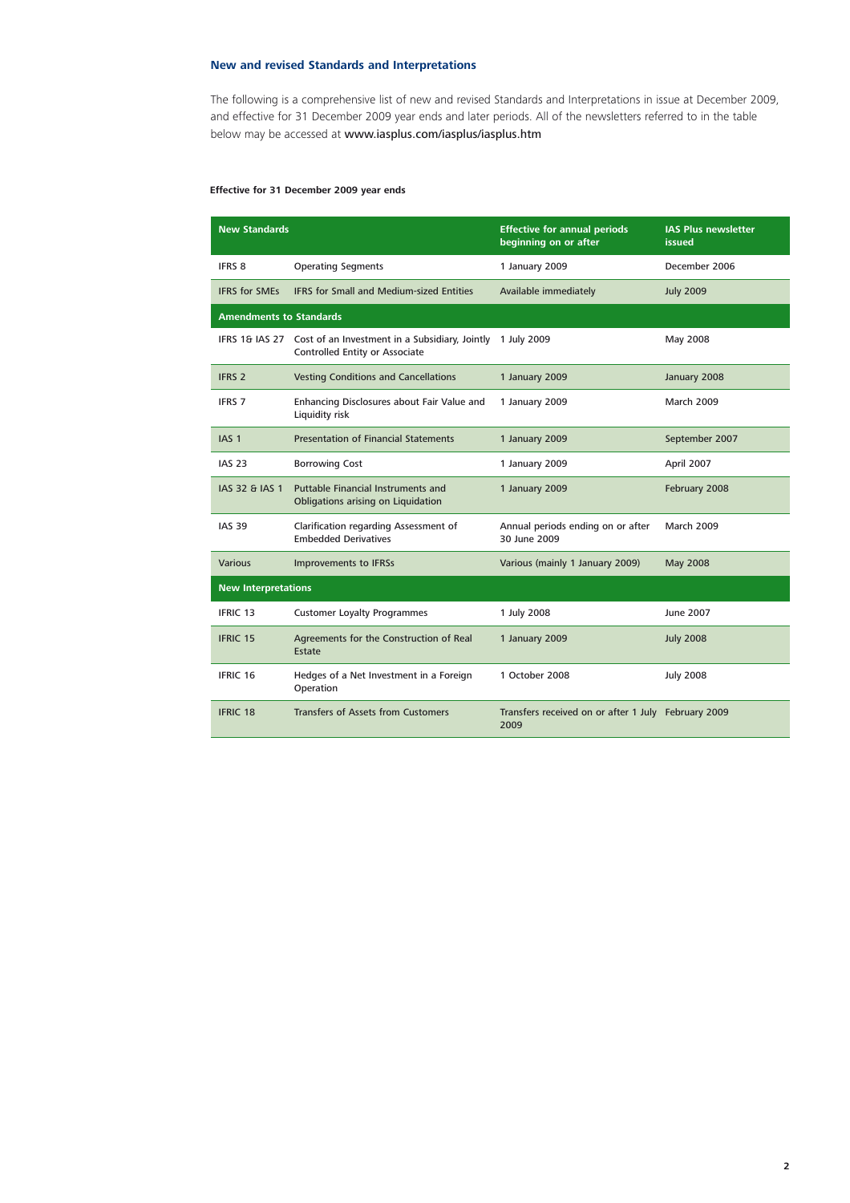### New and revised Standards and Interpretations

The following is a comprehensive list of new and revised Standards and Interpretations in issue at December 2009, and effective for 31 December 2009 year ends and later periods. All of the newsletters referred to in the table below may be accessed at www.iasplus.com/iasplus/iasplus.htm

**Effective for 31 December 2009 year ends**

| New Standards | | Effective for annual periods beginning on or after | IAS Plus newsletter issued |
|---|---|---|---|
| IFRS 8 | Operating Segments | 1 January 2009 | December 2006 |
| IFRS for SMEs | IFRS for Small and Medium-sized Entities | Available immediately | July 2009 |
| **Amendments to Standards** | | | |
| IFRS 1& IAS 27 | Cost of an Investment in a Subsidiary, Jointly Controlled Entity or Associate | 1 July 2009 | May 2008 |
| IFRS 2 | Vesting Conditions and Cancellations | 1 January 2009 | January 2008 |
| IFRS 7 | Enhancing Disclosures about Fair Value and Liquidity risk | 1 January 2009 | March 2009 |
| IAS 1 | Presentation of Financial Statements | 1 January 2009 | September 2007 |
| IAS 23 | Borrowing Cost | 1 January 2009 | April 2007 |
| IAS 32 & IAS 1 | Puttable Financial Instruments and Obligations arising on Liquidation | 1 January 2009 | February 2008 |
| IAS 39 | Clarification regarding Assessment of Embedded Derivatives | Annual periods ending on or after 30 June 2009 | March 2009 |
| Various | Improvements to IFRSs | Various (mainly 1 January 2009) | May 2008 |
| **New Interpretations** | | | |
| IFRIC 13 | Customer Loyalty Programmes | 1 July 2008 | June 2007 |
| IFRIC 15 | Agreements for the Construction of Real Estate | 1 January 2009 | July 2008 |
| IFRIC 16 | Hedges of a Net Investment in a Foreign Operation | 1 October 2008 | July 2008 |
| IFRIC 18 | Transfers of Assets from Customers | Transfers received on or after 1 July 2009 | February 2009 |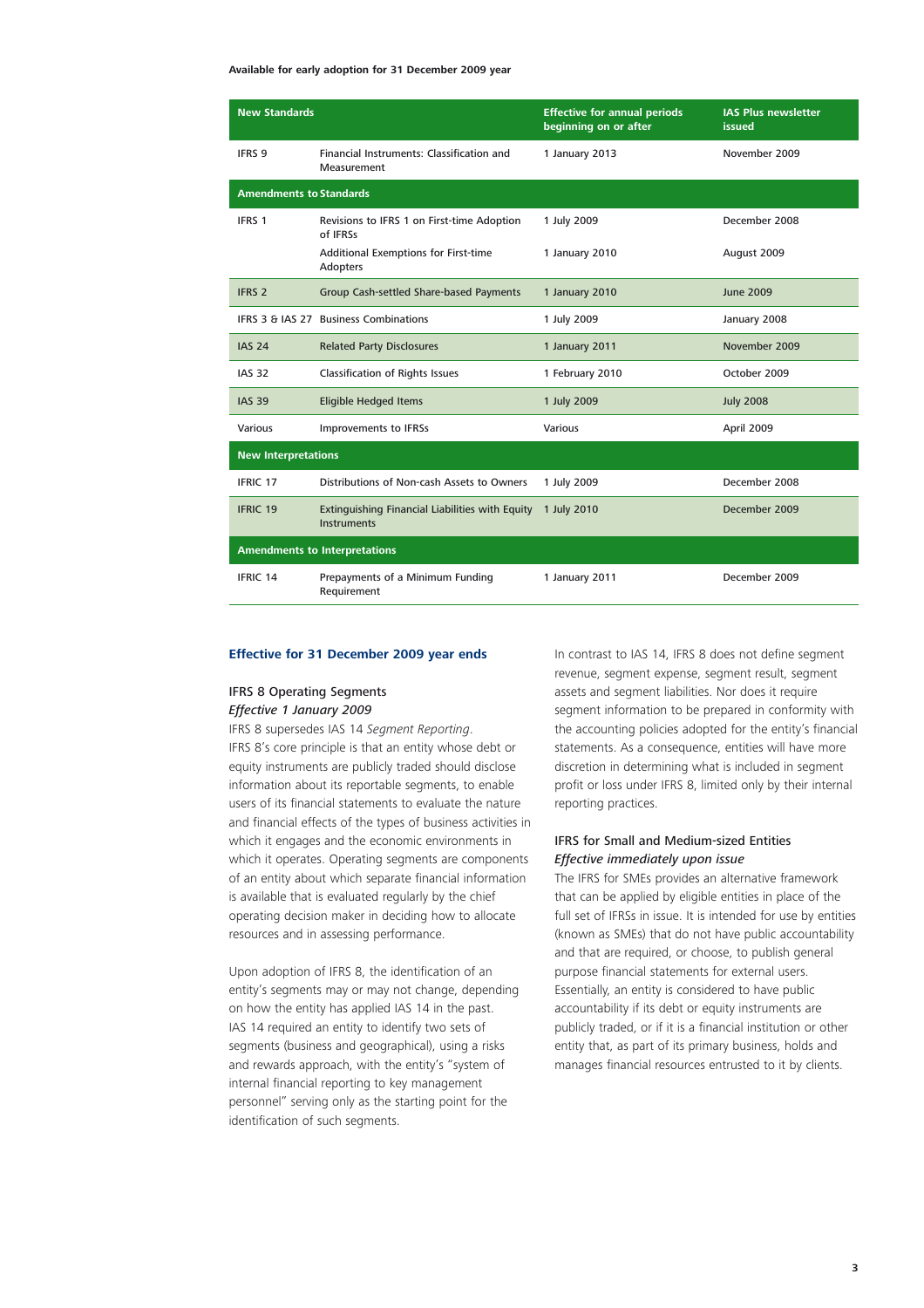**Available for early adoption for 31 December 2009 year**

| New Standards | | Effective for annual periods beginning on or after | IAS Plus newsletter issued |
|---|---|---|---|
| IFRS 9 | Financial Instruments: Classification and Measurement | 1 January 2013 | November 2009 |
| **Amendments to Standards** | | | |
| IFRS 1 | Revisions to IFRS 1 on First-time Adoption of IFRSs | 1 July 2009 | December 2008 |
| | Additional Exemptions for First-time Adopters | 1 January 2010 | August 2009 |
| IFRS 2 | Group Cash-settled Share-based Payments | 1 January 2010 | June 2009 |
| IFRS 3 & IAS 27 | Business Combinations | 1 July 2009 | January 2008 |
| IAS 24 | Related Party Disclosures | 1 January 2011 | November 2009 |
| IAS 32 | Classification of Rights Issues | 1 February 2010 | October 2009 |
| IAS 39 | Eligible Hedged Items | 1 July 2009 | July 2008 |
| Various | Improvements to IFRSs | Various | April 2009 |
| **New Interpretations** | | | |
| IFRIC 17 | Distributions of Non-cash Assets to Owners | 1 July 2009 | December 2008 |
| IFRIC 19 | Extinguishing Financial Liabilities with Equity Instruments | 1 July 2010 | December 2009 |
| **Amendments to Interpretations** | | | |
| IFRIC 14 | Prepayments of a Minimum Funding Requirement | 1 January 2011 | December 2009 |

## Effective for 31 December 2009 year ends

### IFRS 8 Operating Segments
*Effective 1 January 2009*

IFRS 8 supersedes IAS 14 *Segment Reporting*. IFRS 8's core principle is that an entity whose debt or equity instruments are publicly traded should disclose information about its reportable segments, to enable users of its financial statements to evaluate the nature and financial effects of the types of business activities in which it engages and the economic environments in which it operates. Operating segments are components of an entity about which separate financial information is available that is evaluated regularly by the chief operating decision maker in deciding how to allocate resources and in assessing performance.

Upon adoption of IFRS 8, the identification of an entity's segments may or may not change, depending on how the entity has applied IAS 14 in the past. IAS 14 required an entity to identify two sets of segments (business and geographical), using a risks and rewards approach, with the entity's "system of internal financial reporting to key management personnel" serving only as the starting point for the identification of such segments.

In contrast to IAS 14, IFRS 8 does not define segment revenue, segment expense, segment result, segment assets and segment liabilities. Nor does it require segment information to be prepared in conformity with the accounting policies adopted for the entity's financial statements. As a consequence, entities will have more discretion in determining what is included in segment profit or loss under IFRS 8, limited only by their internal reporting practices.

### IFRS for Small and Medium-sized Entities
*Effective immediately upon issue*

The IFRS for SMEs provides an alternative framework that can be applied by eligible entities in place of the full set of IFRSs in issue. It is intended for use by entities (known as SMEs) that do not have public accountability and that are required, or choose, to publish general purpose financial statements for external users. Essentially, an entity is considered to have public accountability if its debt or equity instruments are publicly traded, or if it is a financial institution or other entity that, as part of its primary business, holds and manages financial resources entrusted to it by clients.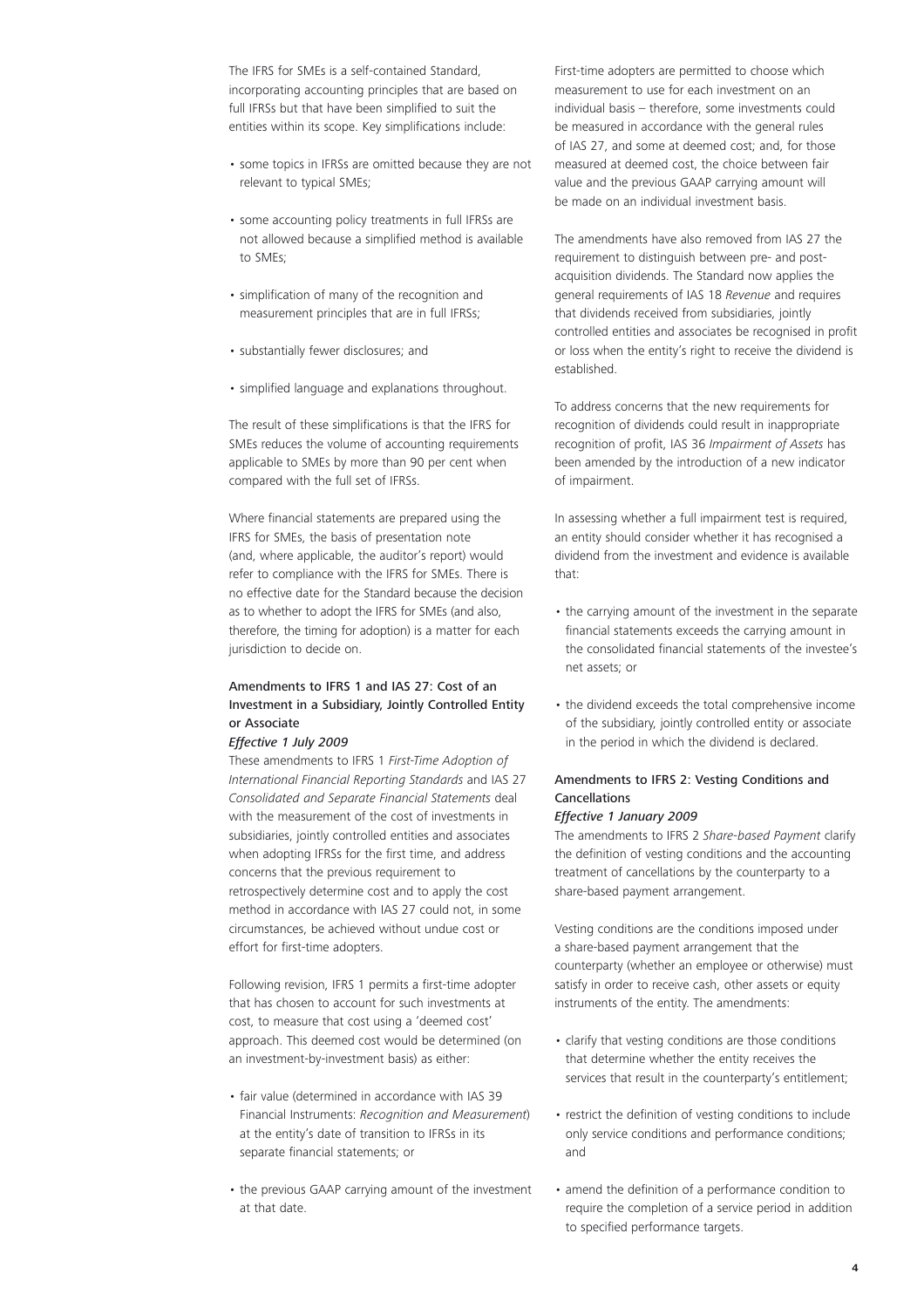The IFRS for SMEs is a self-contained Standard, incorporating accounting principles that are based on full IFRSs but that have been simplified to suit the entities within its scope. Key simplifications include:

- some topics in IFRSs are omitted because they are not relevant to typical SMEs;
- some accounting policy treatments in full IFRSs are not allowed because a simplified method is available to SMEs;
- simplification of many of the recognition and measurement principles that are in full IFRSs;
- substantially fewer disclosures; and
- simplified language and explanations throughout.

The result of these simplifications is that the IFRS for SMEs reduces the volume of accounting requirements applicable to SMEs by more than 90 per cent when compared with the full set of IFRSs.

Where financial statements are prepared using the IFRS for SMEs, the basis of presentation note (and, where applicable, the auditor's report) would refer to compliance with the IFRS for SMEs. There is no effective date for the Standard because the decision as to whether to adopt the IFRS for SMEs (and also, therefore, the timing for adoption) is a matter for each jurisdiction to decide on.

### Amendments to IFRS 1 and IAS 27: Cost of an Investment in a Subsidiary, Jointly Controlled Entity or Associate

*Effective 1 July 2009*

These amendments to IFRS 1 *First-Time Adoption of International Financial Reporting Standards* and IAS 27 *Consolidated and Separate Financial Statements* deal with the measurement of the cost of investments in subsidiaries, jointly controlled entities and associates when adopting IFRSs for the first time, and address concerns that the previous requirement to retrospectively determine cost and to apply the cost method in accordance with IAS 27 could not, in some circumstances, be achieved without undue cost or effort for first-time adopters.

Following revision, IFRS 1 permits a first-time adopter that has chosen to account for such investments at cost, to measure that cost using a 'deemed cost' approach. This deemed cost would be determined (on an investment-by-investment basis) as either:

- fair value (determined in accordance with IAS 39 Financial Instruments: *Recognition and Measurement*) at the entity's date of transition to IFRSs in its separate financial statements; or
- the previous GAAP carrying amount of the investment at that date.

First-time adopters are permitted to choose which measurement to use for each investment on an individual basis – therefore, some investments could be measured in accordance with the general rules of IAS 27, and some at deemed cost; and, for those measured at deemed cost, the choice between fair value and the previous GAAP carrying amount will be made on an individual investment basis.

The amendments have also removed from IAS 27 the requirement to distinguish between pre- and post-acquisition dividends. The Standard now applies the general requirements of IAS 18 *Revenue* and requires that dividends received from subsidiaries, jointly controlled entities and associates be recognised in profit or loss when the entity's right to receive the dividend is established.

To address concerns that the new requirements for recognition of dividends could result in inappropriate recognition of profit, IAS 36 *Impairment of Assets* has been amended by the introduction of a new indicator of impairment.

In assessing whether a full impairment test is required, an entity should consider whether it has recognised a dividend from the investment and evidence is available that:

- the carrying amount of the investment in the separate financial statements exceeds the carrying amount in the consolidated financial statements of the investee's net assets; or
- the dividend exceeds the total comprehensive income of the subsidiary, jointly controlled entity or associate in the period in which the dividend is declared.

### Amendments to IFRS 2: Vesting Conditions and Cancellations

*Effective 1 January 2009*

The amendments to IFRS 2 *Share-based Payment* clarify the definition of vesting conditions and the accounting treatment of cancellations by the counterparty to a share-based payment arrangement.

Vesting conditions are the conditions imposed under a share-based payment arrangement that the counterparty (whether an employee or otherwise) must satisfy in order to receive cash, other assets or equity instruments of the entity. The amendments:

- clarify that vesting conditions are those conditions that determine whether the entity receives the services that result in the counterparty's entitlement;
- restrict the definition of vesting conditions to include only service conditions and performance conditions; and
- amend the definition of a performance condition to require the completion of a service period in addition to specified performance targets.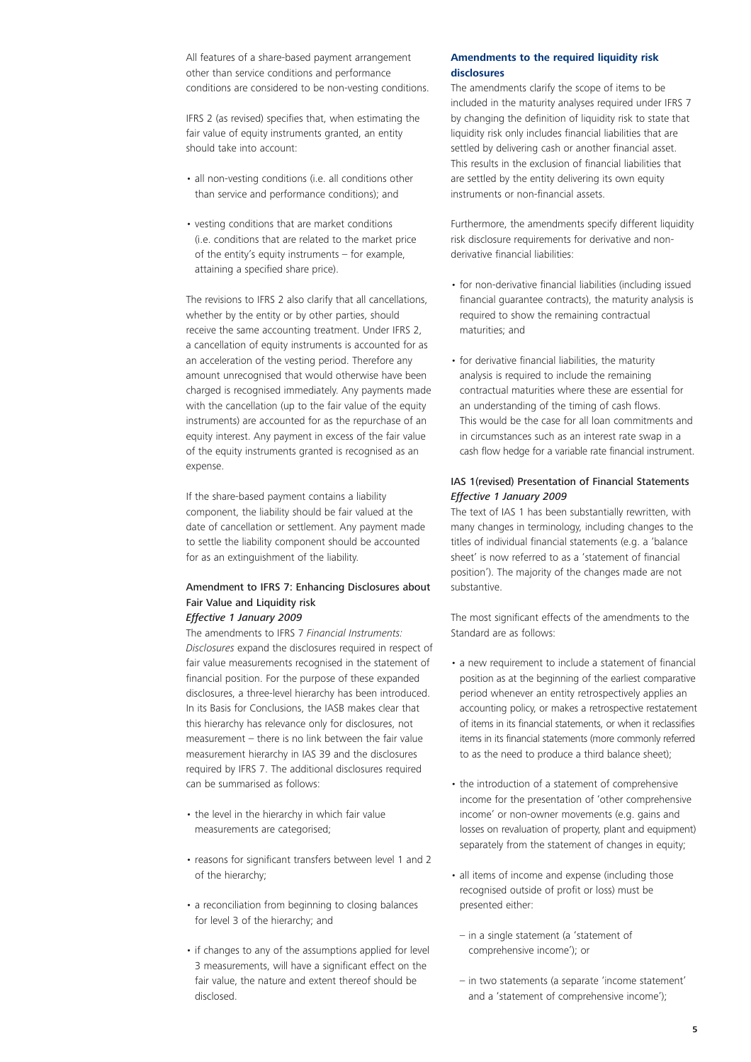All features of a share-based payment arrangement other than service conditions and performance conditions are considered to be non-vesting conditions.

IFRS 2 (as revised) specifies that, when estimating the fair value of equity instruments granted, an entity should take into account:

- all non-vesting conditions (i.e. all conditions other than service and performance conditions); and
- vesting conditions that are market conditions (i.e. conditions that are related to the market price of the entity's equity instruments – for example, attaining a specified share price).

The revisions to IFRS 2 also clarify that all cancellations, whether by the entity or by other parties, should receive the same accounting treatment. Under IFRS 2, a cancellation of equity instruments is accounted for as an acceleration of the vesting period. Therefore any amount unrecognised that would otherwise have been charged is recognised immediately. Any payments made with the cancellation (up to the fair value of the equity instruments) are accounted for as the repurchase of an equity interest. Any payment in excess of the fair value of the equity instruments granted is recognised as an expense.

If the share-based payment contains a liability component, the liability should be fair valued at the date of cancellation or settlement. Any payment made to settle the liability component should be accounted for as an extinguishment of the liability.

### Amendment to IFRS 7: Enhancing Disclosures about Fair Value and Liquidity risk
*Effective 1 January 2009*

The amendments to IFRS 7 *Financial Instruments: Disclosures* expand the disclosures required in respect of fair value measurements recognised in the statement of financial position. For the purpose of these expanded disclosures, a three-level hierarchy has been introduced. In its Basis for Conclusions, the IASB makes clear that this hierarchy has relevance only for disclosures, not measurement – there is no link between the fair value measurement hierarchy in IAS 39 and the disclosures required by IFRS 7. The additional disclosures required can be summarised as follows:

- the level in the hierarchy in which fair value measurements are categorised;
- reasons for significant transfers between level 1 and 2 of the hierarchy;
- a reconciliation from beginning to closing balances for level 3 of the hierarchy; and
- if changes to any of the assumptions applied for level 3 measurements, will have a significant effect on the fair value, the nature and extent thereof should be disclosed.

**Amendments to the required liquidity risk disclosures**

The amendments clarify the scope of items to be included in the maturity analyses required under IFRS 7 by changing the definition of liquidity risk to state that liquidity risk only includes financial liabilities that are settled by delivering cash or another financial asset. This results in the exclusion of financial liabilities that are settled by the entity delivering its own equity instruments or non-financial assets.

Furthermore, the amendments specify different liquidity risk disclosure requirements for derivative and non-derivative financial liabilities:

- for non-derivative financial liabilities (including issued financial guarantee contracts), the maturity analysis is required to show the remaining contractual maturities; and
- for derivative financial liabilities, the maturity analysis is required to include the remaining contractual maturities where these are essential for an understanding of the timing of cash flows. This would be the case for all loan commitments and in circumstances such as an interest rate swap in a cash flow hedge for a variable rate financial instrument.

### IAS 1(revised) Presentation of Financial Statements
*Effective 1 January 2009*

The text of IAS 1 has been substantially rewritten, with many changes in terminology, including changes to the titles of individual financial statements (e.g. a 'balance sheet' is now referred to as a 'statement of financial position'). The majority of the changes made are not substantive.

The most significant effects of the amendments to the Standard are as follows:

- a new requirement to include a statement of financial position as at the beginning of the earliest comparative period whenever an entity retrospectively applies an accounting policy, or makes a retrospective restatement of items in its financial statements, or when it reclassifies items in its financial statements (more commonly referred to as the need to produce a third balance sheet);
- the introduction of a statement of comprehensive income for the presentation of 'other comprehensive income' or non-owner movements (e.g. gains and losses on revaluation of property, plant and equipment) separately from the statement of changes in equity;
- all items of income and expense (including those recognised outside of profit or loss) must be presented either:
  - in a single statement (a 'statement of comprehensive income'); or
  - in two statements (a separate 'income statement' and a 'statement of comprehensive income');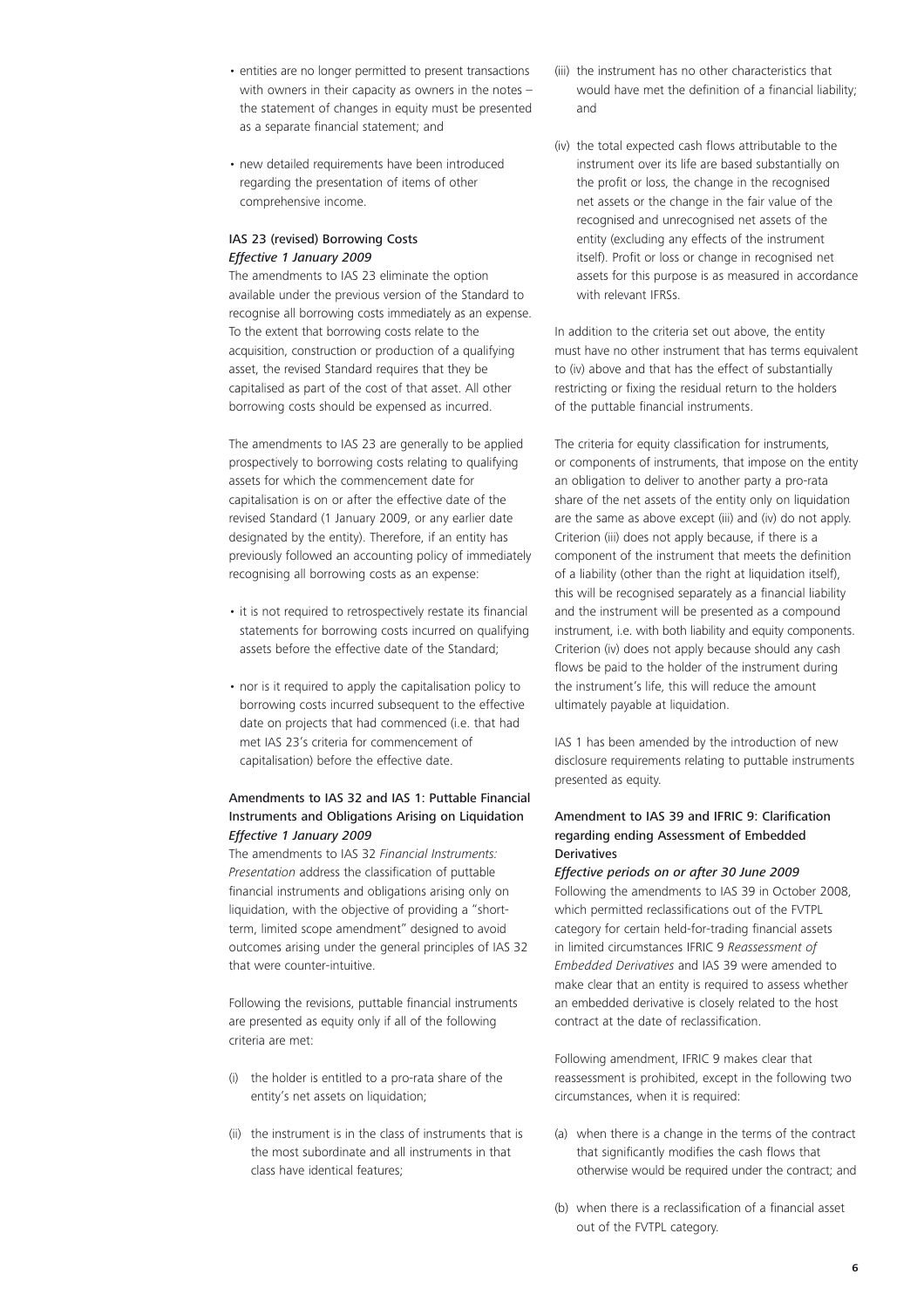- entities are no longer permitted to present transactions with owners in their capacity as owners in the notes – the statement of changes in equity must be presented as a separate financial statement; and
- new detailed requirements have been introduced regarding the presentation of items of other comprehensive income.

### IAS 23 (revised) Borrowing Costs
*Effective 1 January 2009*

The amendments to IAS 23 eliminate the option available under the previous version of the Standard to recognise all borrowing costs immediately as an expense. To the extent that borrowing costs relate to the acquisition, construction or production of a qualifying asset, the revised Standard requires that they be capitalised as part of the cost of that asset. All other borrowing costs should be expensed as incurred.

The amendments to IAS 23 are generally to be applied prospectively to borrowing costs relating to qualifying assets for which the commencement date for capitalisation is on or after the effective date of the revised Standard (1 January 2009, or any earlier date designated by the entity). Therefore, if an entity has previously followed an accounting policy of immediately recognising all borrowing costs as an expense:

- it is not required to retrospectively restate its financial statements for borrowing costs incurred on qualifying assets before the effective date of the Standard;
- nor is it required to apply the capitalisation policy to borrowing costs incurred subsequent to the effective date on projects that had commenced (i.e. that had met IAS 23's criteria for commencement of capitalisation) before the effective date.

### Amendments to IAS 32 and IAS 1: Puttable Financial Instruments and Obligations Arising on Liquidation
*Effective 1 January 2009*

The amendments to IAS 32 *Financial Instruments: Presentation* address the classification of puttable financial instruments and obligations arising only on liquidation, with the objective of providing a "short-term, limited scope amendment" designed to avoid outcomes arising under the general principles of IAS 32 that were counter-intuitive.

Following the revisions, puttable financial instruments are presented as equity only if all of the following criteria are met:

(i) the holder is entitled to a pro-rata share of the entity's net assets on liquidation;

(ii) the instrument is in the class of instruments that is the most subordinate and all instruments in that class have identical features;

(iii) the instrument has no other characteristics that would have met the definition of a financial liability; and

(iv) the total expected cash flows attributable to the instrument over its life are based substantially on the profit or loss, the change in the recognised net assets or the change in the fair value of the recognised and unrecognised net assets of the entity (excluding any effects of the instrument itself). Profit or loss or change in recognised net assets for this purpose is as measured in accordance with relevant IFRSs.

In addition to the criteria set out above, the entity must have no other instrument that has terms equivalent to (iv) above and that has the effect of substantially restricting or fixing the residual return to the holders of the puttable financial instruments.

The criteria for equity classification for instruments, or components of instruments, that impose on the entity an obligation to deliver to another party a pro-rata share of the net assets of the entity only on liquidation are the same as above except (iii) and (iv) do not apply. Criterion (iii) does not apply because, if there is a component of the instrument that meets the definition of a liability (other than the right at liquidation itself), this will be recognised separately as a financial liability and the instrument will be presented as a compound instrument, i.e. with both liability and equity components. Criterion (iv) does not apply because should any cash flows be paid to the holder of the instrument during the instrument's life, this will reduce the amount ultimately payable at liquidation.

IAS 1 has been amended by the introduction of new disclosure requirements relating to puttable instruments presented as equity.

### Amendment to IAS 39 and IFRIC 9: Clarification regarding ending Assessment of Embedded Derivatives
*Effective periods on or after 30 June 2009*

Following the amendments to IAS 39 in October 2008, which permitted reclassifications out of the FVTPL category for certain held-for-trading financial assets in limited circumstances IFRIC 9 *Reassessment of Embedded Derivatives* and IAS 39 were amended to make clear that an entity is required to assess whether an embedded derivative is closely related to the host contract at the date of reclassification.

Following amendment, IFRIC 9 makes clear that reassessment is prohibited, except in the following two circumstances, when it is required:

(a) when there is a change in the terms of the contract that significantly modifies the cash flows that otherwise would be required under the contract; and

(b) when there is a reclassification of a financial asset out of the FVTPL category.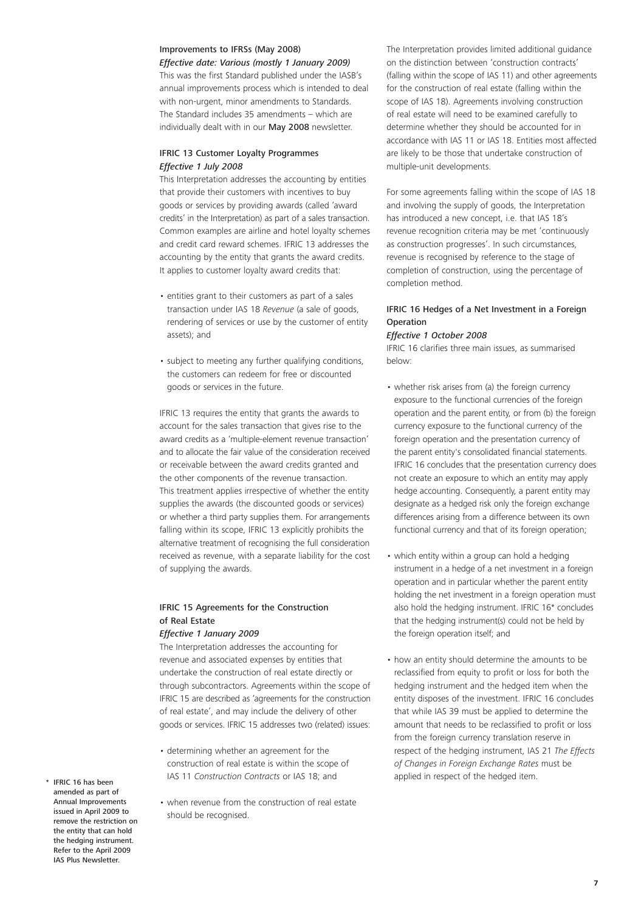### Improvements to IFRSs (May 2008)

*Effective date: Various (mostly 1 January 2009)*

This was the first Standard published under the IASB's annual improvements process which is intended to deal with non-urgent, minor amendments to Standards. The Standard includes 35 amendments – which are individually dealt with in our **May 2008** newsletter.

### IFRIC 13 Customer Loyalty Programmes

*Effective 1 July 2008*

This Interpretation addresses the accounting by entities that provide their customers with incentives to buy goods or services by providing awards (called 'award credits' in the Interpretation) as part of a sales transaction. Common examples are airline and hotel loyalty schemes and credit card reward schemes. IFRIC 13 addresses the accounting by the entity that grants the award credits. It applies to customer loyalty award credits that:

- entities grant to their customers as part of a sales transaction under IAS 18 *Revenue* (a sale of goods, rendering of services or use by the customer of entity assets); and
- subject to meeting any further qualifying conditions, the customers can redeem for free or discounted goods or services in the future.

IFRIC 13 requires the entity that grants the awards to account for the sales transaction that gives rise to the award credits as a 'multiple-element revenue transaction' and to allocate the fair value of the consideration received or receivable between the award credits granted and the other components of the revenue transaction. This treatment applies irrespective of whether the entity supplies the awards (the discounted goods or services) or whether a third party supplies them. For arrangements falling within its scope, IFRIC 13 explicitly prohibits the alternative treatment of recognising the full consideration received as revenue, with a separate liability for the cost of supplying the awards.

### IFRIC 15 Agreements for the Construction of Real Estate

*Effective 1 January 2009*

The Interpretation addresses the accounting for revenue and associated expenses by entities that undertake the construction of real estate directly or through subcontractors. Agreements within the scope of IFRIC 15 are described as 'agreements for the construction of real estate', and may include the delivery of other goods or services. IFRIC 15 addresses two (related) issues:

- determining whether an agreement for the construction of real estate is within the scope of IAS 11 *Construction Contracts* or IAS 18; and
- when revenue from the construction of real estate should be recognised.

The Interpretation provides limited additional guidance on the distinction between 'construction contracts' (falling within the scope of IAS 11) and other agreements for the construction of real estate (falling within the scope of IAS 18). Agreements involving construction of real estate will need to be examined carefully to determine whether they should be accounted for in accordance with IAS 11 or IAS 18. Entities most affected are likely to be those that undertake construction of multiple-unit developments.

For some agreements falling within the scope of IAS 18 and involving the supply of goods, the Interpretation has introduced a new concept, i.e. that IAS 18's revenue recognition criteria may be met 'continuously as construction progresses'. In such circumstances, revenue is recognised by reference to the stage of completion of construction, using the percentage of completion method.

### IFRIC 16 Hedges of a Net Investment in a Foreign Operation

*Effective 1 October 2008*

IFRIC 16 clarifies three main issues, as summarised below:

- whether risk arises from (a) the foreign currency exposure to the functional currencies of the foreign operation and the parent entity, or from (b) the foreign currency exposure to the functional currency of the foreign operation and the presentation currency of the parent entity's consolidated financial statements. IFRIC 16 concludes that the presentation currency does not create an exposure to which an entity may apply hedge accounting. Consequently, a parent entity may designate as a hedged risk only the foreign exchange differences arising from a difference between its own functional currency and that of its foreign operation;
- which entity within a group can hold a hedging instrument in a hedge of a net investment in a foreign operation and in particular whether the parent entity holding the net investment in a foreign operation must also hold the hedging instrument. IFRIC 16* concludes that the hedging instrument(s) could not be held by the foreign operation itself; and
- how an entity should determine the amounts to be reclassified from equity to profit or loss for both the hedging instrument and the hedged item when the entity disposes of the investment. IFRIC 16 concludes that while IAS 39 must be applied to determine the amount that needs to be reclassified to profit or loss from the foreign currency translation reserve in respect of the hedging instrument, IAS 21 *The Effects of Changes in Foreign Exchange Rates* must be applied in respect of the hedged item.

**\* IFRIC 16 has been amended as part of Annual Improvements issued in April 2009 to remove the restriction on the entity that can hold the hedging instrument. Refer to the April 2009 IAS Plus Newsletter.**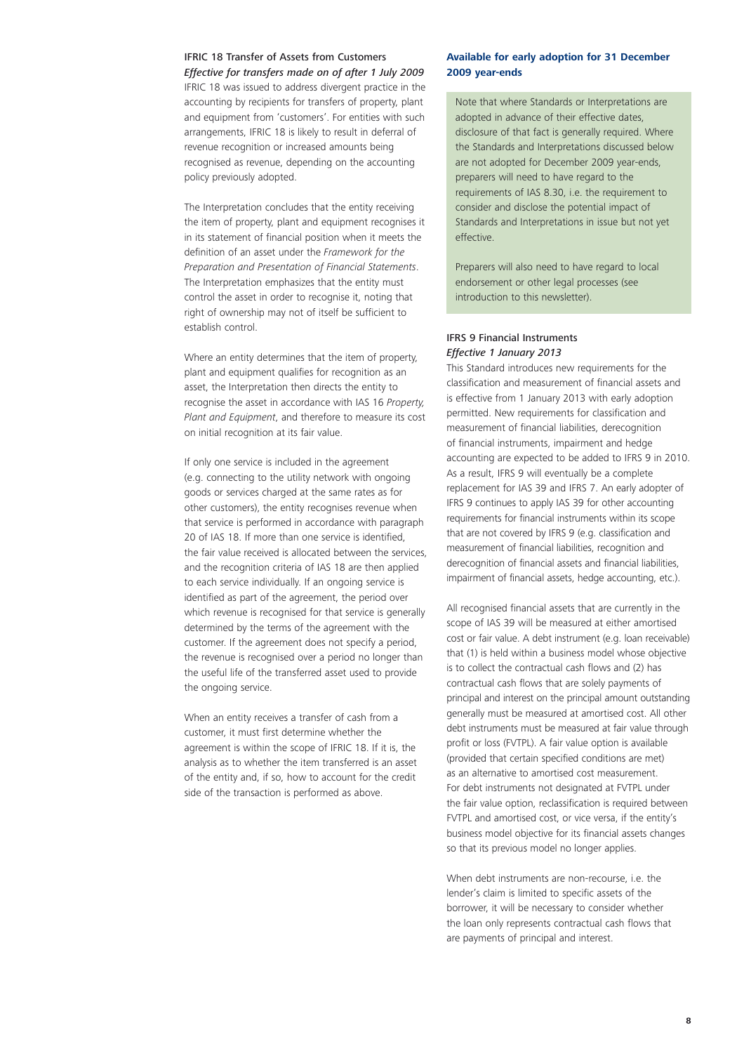### IFRIC 18 Transfer of Assets from Customers

***Effective for transfers made on of after 1 July 2009***

IFRIC 18 was issued to address divergent practice in the accounting by recipients for transfers of property, plant and equipment from 'customers'. For entities with such arrangements, IFRIC 18 is likely to result in deferral of revenue recognition or increased amounts being recognised as revenue, depending on the accounting policy previously adopted.

The Interpretation concludes that the entity receiving the item of property, plant and equipment recognises it in its statement of financial position when it meets the definition of an asset under the *Framework for the Preparation and Presentation of Financial Statements*. The Interpretation emphasizes that the entity must control the asset in order to recognise it, noting that right of ownership may not of itself be sufficient to establish control.

Where an entity determines that the item of property, plant and equipment qualifies for recognition as an asset, the Interpretation then directs the entity to recognise the asset in accordance with IAS 16 *Property, Plant and Equipment*, and therefore to measure its cost on initial recognition at its fair value.

If only one service is included in the agreement (e.g. connecting to the utility network with ongoing goods or services charged at the same rates as for other customers), the entity recognises revenue when that service is performed in accordance with paragraph 20 of IAS 18. If more than one service is identified, the fair value received is allocated between the services, and the recognition criteria of IAS 18 are then applied to each service individually. If an ongoing service is identified as part of the agreement, the period over which revenue is recognised for that service is generally determined by the terms of the agreement with the customer. If the agreement does not specify a period, the revenue is recognised over a period no longer than the useful life of the transferred asset used to provide the ongoing service.

When an entity receives a transfer of cash from a customer, it must first determine whether the agreement is within the scope of IFRIC 18. If it is, the analysis as to whether the item transferred is an asset of the entity and, if so, how to account for the credit side of the transaction is performed as above.

## Available for early adoption for 31 December 2009 year-ends

Note that where Standards or Interpretations are adopted in advance of their effective dates, disclosure of that fact is generally required. Where the Standards and Interpretations discussed below are not adopted for December 2009 year-ends, preparers will need to have regard to the requirements of IAS 8.30, i.e. the requirement to consider and disclose the potential impact of Standards and Interpretations in issue but not yet effective.

Preparers will also need to have regard to local endorsement or other legal processes (see introduction to this newsletter).

### IFRS 9 Financial Instruments

***Effective 1 January 2013***

This Standard introduces new requirements for the classification and measurement of financial assets and is effective from 1 January 2013 with early adoption permitted. New requirements for classification and measurement of financial liabilities, derecognition of financial instruments, impairment and hedge accounting are expected to be added to IFRS 9 in 2010. As a result, IFRS 9 will eventually be a complete replacement for IAS 39 and IFRS 7. An early adopter of IFRS 9 continues to apply IAS 39 for other accounting requirements for financial instruments within its scope that are not covered by IFRS 9 (e.g. classification and measurement of financial liabilities, recognition and derecognition of financial assets and financial liabilities, impairment of financial assets, hedge accounting, etc.).

All recognised financial assets that are currently in the scope of IAS 39 will be measured at either amortised cost or fair value. A debt instrument (e.g. loan receivable) that (1) is held within a business model whose objective is to collect the contractual cash flows and (2) has contractual cash flows that are solely payments of principal and interest on the principal amount outstanding generally must be measured at amortised cost. All other debt instruments must be measured at fair value through profit or loss (FVTPL). A fair value option is available (provided that certain specified conditions are met) as an alternative to amortised cost measurement. For debt instruments not designated at FVTPL under the fair value option, reclassification is required between FVTPL and amortised cost, or vice versa, if the entity's business model objective for its financial assets changes so that its previous model no longer applies.

When debt instruments are non-recourse, i.e. the lender's claim is limited to specific assets of the borrower, it will be necessary to consider whether the loan only represents contractual cash flows that are payments of principal and interest.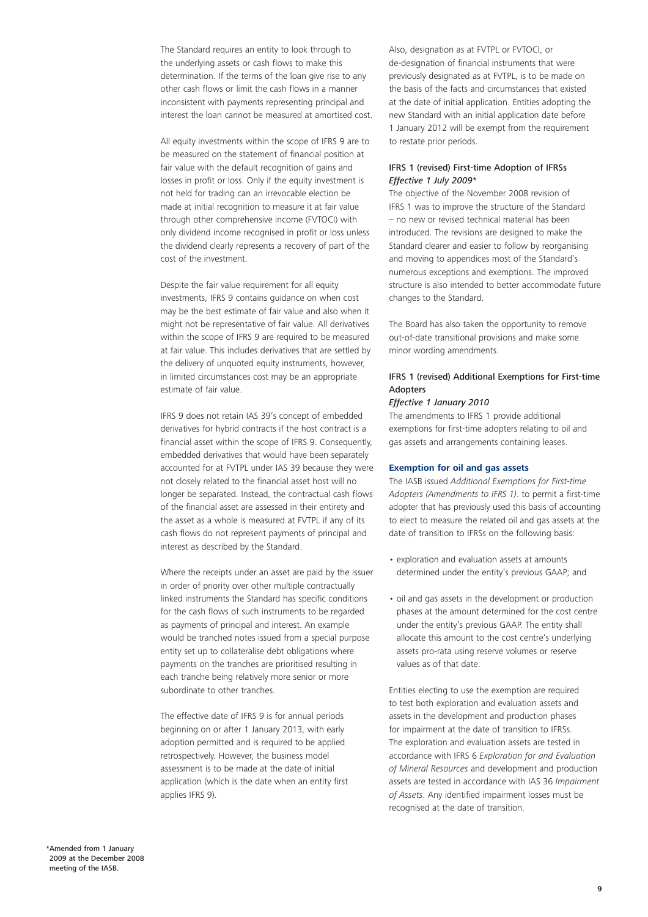The Standard requires an entity to look through to the underlying assets or cash flows to make this determination. If the terms of the loan give rise to any other cash flows or limit the cash flows in a manner inconsistent with payments representing principal and interest the loan cannot be measured at amortised cost.

All equity investments within the scope of IFRS 9 are to be measured on the statement of financial position at fair value with the default recognition of gains and losses in profit or loss. Only if the equity investment is not held for trading can an irrevocable election be made at initial recognition to measure it at fair value through other comprehensive income (FVTOCI) with only dividend income recognised in profit or loss unless the dividend clearly represents a recovery of part of the cost of the investment.

Despite the fair value requirement for all equity investments, IFRS 9 contains guidance on when cost may be the best estimate of fair value and also when it might not be representative of fair value. All derivatives within the scope of IFRS 9 are required to be measured at fair value. This includes derivatives that are settled by the delivery of unquoted equity instruments, however, in limited circumstances cost may be an appropriate estimate of fair value.

IFRS 9 does not retain IAS 39's concept of embedded derivatives for hybrid contracts if the host contract is a financial asset within the scope of IFRS 9. Consequently, embedded derivatives that would have been separately accounted for at FVTPL under IAS 39 because they were not closely related to the financial asset host will no longer be separated. Instead, the contractual cash flows of the financial asset are assessed in their entirety and the asset as a whole is measured at FVTPL if any of its cash flows do not represent payments of principal and interest as described by the Standard.

Where the receipts under an asset are paid by the issuer in order of priority over other multiple contractually linked instruments the Standard has specific conditions for the cash flows of such instruments to be regarded as payments of principal and interest. An example would be tranched notes issued from a special purpose entity set up to collateralise debt obligations where payments on the tranches are prioritised resulting in each tranche being relatively more senior or more subordinate to other tranches.

The effective date of IFRS 9 is for annual periods beginning on or after 1 January 2013, with early adoption permitted and is required to be applied retrospectively. However, the business model assessment is to be made at the date of initial application (which is the date when an entity first applies IFRS 9).

Also, designation as at FVTPL or FVTOCI, or de-designation of financial instruments that were previously designated as at FVTPL, is to be made on the basis of the facts and circumstances that existed at the date of initial application. Entities adopting the new Standard with an initial application date before 1 January 2012 will be exempt from the requirement to restate prior periods.

### IFRS 1 (revised) First-time Adoption of IFRSs
*Effective 1 July 2009**

The objective of the November 2008 revision of IFRS 1 was to improve the structure of the Standard – no new or revised technical material has been introduced. The revisions are designed to make the Standard clearer and easier to follow by reorganising and moving to appendices most of the Standard's numerous exceptions and exemptions. The improved structure is also intended to better accommodate future changes to the Standard.

The Board has also taken the opportunity to remove out-of-date transitional provisions and make some minor wording amendments.

### IFRS 1 (revised) Additional Exemptions for First-time Adopters
*Effective 1 January 2010*

The amendments to IFRS 1 provide additional exemptions for first-time adopters relating to oil and gas assets and arrangements containing leases.

**Exemption for oil and gas assets**

The IASB issued *Additional Exemptions for First-time Adopters (Amendments to IFRS 1)*. to permit a first-time adopter that has previously used this basis of accounting to elect to measure the related oil and gas assets at the date of transition to IFRSs on the following basis:

- exploration and evaluation assets at amounts determined under the entity's previous GAAP; and
- oil and gas assets in the development or production phases at the amount determined for the cost centre under the entity's previous GAAP. The entity shall allocate this amount to the cost centre's underlying assets pro-rata using reserve volumes or reserve values as of that date.

Entities electing to use the exemption are required to test both exploration and evaluation assets and assets in the development and production phases for impairment at the date of transition to IFRSs. The exploration and evaluation assets are tested in accordance with IFRS 6 *Exploration for and Evaluation of Mineral Resources* and development and production assets are tested in accordance with IAS 36 *Impairment of Assets*. Any identified impairment losses must be recognised at the date of transition.

*Amended from 1 January 2009 at the December 2008 meeting of the IASB.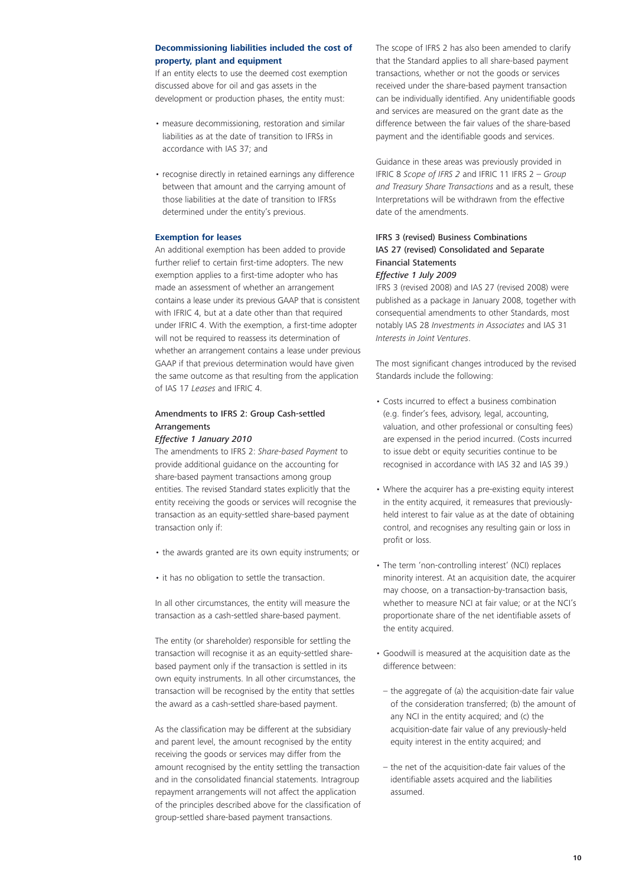### Decommissioning liabilities included the cost of property, plant and equipment

If an entity elects to use the deemed cost exemption discussed above for oil and gas assets in the development or production phases, the entity must:

- measure decommissioning, restoration and similar liabilities as at the date of transition to IFRSs in accordance with IAS 37; and
- recognise directly in retained earnings any difference between that amount and the carrying amount of those liabilities at the date of transition to IFRSs determined under the entity's previous.

### Exemption for leases

An additional exemption has been added to provide further relief to certain first-time adopters. The new exemption applies to a first-time adopter who has made an assessment of whether an arrangement contains a lease under its previous GAAP that is consistent with IFRIC 4, but at a date other than that required under IFRIC 4. With the exemption, a first-time adopter will not be required to reassess its determination of whether an arrangement contains a lease under previous GAAP if that previous determination would have given the same outcome as that resulting from the application of IAS 17 *Leases* and IFRIC 4.

## Amendments to IFRS 2: Group Cash-settled Arrangements

*Effective 1 January 2010*

The amendments to IFRS 2: *Share-based Payment* to provide additional guidance on the accounting for share-based payment transactions among group entities. The revised Standard states explicitly that the entity receiving the goods or services will recognise the transaction as an equity-settled share-based payment transaction only if:

- the awards granted are its own equity instruments; or
- it has no obligation to settle the transaction.

In all other circumstances, the entity will measure the transaction as a cash-settled share-based payment.

The entity (or shareholder) responsible for settling the transaction will recognise it as an equity-settled share-based payment only if the transaction is settled in its own equity instruments. In all other circumstances, the transaction will be recognised by the entity that settles the award as a cash-settled share-based payment.

As the classification may be different at the subsidiary and parent level, the amount recognised by the entity receiving the goods or services may differ from the amount recognised by the entity settling the transaction and in the consolidated financial statements. Intragroup repayment arrangements will not affect the application of the principles described above for the classification of group-settled share-based payment transactions.

The scope of IFRS 2 has also been amended to clarify that the Standard applies to all share-based payment transactions, whether or not the goods or services received under the share-based payment transaction can be individually identified. Any unidentifiable goods and services are measured on the grant date as the difference between the fair values of the share-based payment and the identifiable goods and services.

Guidance in these areas was previously provided in IFRIC 8 *Scope of IFRS 2* and IFRIC 11 IFRS 2 – *Group and Treasury Share Transactions* and as a result, these Interpretations will be withdrawn from the effective date of the amendments.

## IFRS 3 (revised) Business Combinations IAS 27 (revised) Consolidated and Separate Financial Statements

*Effective 1 July 2009*

IFRS 3 (revised 2008) and IAS 27 (revised 2008) were published as a package in January 2008, together with consequential amendments to other Standards, most notably IAS 28 *Investments in Associates* and IAS 31 *Interests in Joint Ventures*.

The most significant changes introduced by the revised Standards include the following:

- Costs incurred to effect a business combination (e.g. finder's fees, advisory, legal, accounting, valuation, and other professional or consulting fees) are expensed in the period incurred. (Costs incurred to issue debt or equity securities continue to be recognised in accordance with IAS 32 and IAS 39.)
- Where the acquirer has a pre-existing equity interest in the entity acquired, it remeasures that previously-held interest to fair value as at the date of obtaining control, and recognises any resulting gain or loss in profit or loss.
- The term 'non-controlling interest' (NCI) replaces minority interest. At an acquisition date, the acquirer may choose, on a transaction-by-transaction basis, whether to measure NCI at fair value; or at the NCI's proportionate share of the net identifiable assets of the entity acquired.
- Goodwill is measured at the acquisition date as the difference between:
  - the aggregate of (a) the acquisition-date fair value of the consideration transferred; (b) the amount of any NCI in the entity acquired; and (c) the acquisition-date fair value of any previously-held equity interest in the entity acquired; and
  - the net of the acquisition-date fair values of the identifiable assets acquired and the liabilities assumed.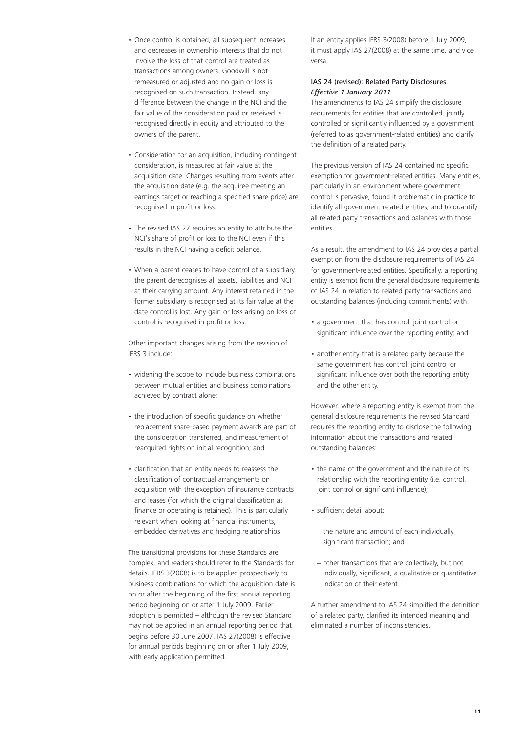- Once control is obtained, all subsequent increases and decreases in ownership interests that do not involve the loss of that control are treated as transactions among owners. Goodwill is not remeasured or adjusted and no gain or loss is recognised on such transaction. Instead, any difference between the change in the NCI and the fair value of the consideration paid or received is recognised directly in equity and attributed to the owners of the parent.

- Consideration for an acquisition, including contingent consideration, is measured at fair value at the acquisition date. Changes resulting from events after the acquisition date (e.g. the acquiree meeting an earnings target or reaching a specified share price) are recognised in profit or loss.

- The revised IAS 27 requires an entity to attribute the NCI's share of profit or loss to the NCI even if this results in the NCI having a deficit balance.

- When a parent ceases to have control of a subsidiary, the parent derecognises all assets, liabilities and NCI at their carrying amount. Any interest retained in the former subsidiary is recognised at its fair value at the date control is lost. Any gain or loss arising on loss of control is recognised in profit or loss.

Other important changes arising from the revision of IFRS 3 include:

- widening the scope to include business combinations between mutual entities and business combinations achieved by contract alone;

- the introduction of specific guidance on whether replacement share-based payment awards are part of the consideration transferred, and measurement of reacquired rights on initial recognition; and

- clarification that an entity needs to reassess the classification of contractual arrangements on acquisition with the exception of insurance contracts and leases (for which the original classification as finance or operating is retained). This is particularly relevant when looking at financial instruments, embedded derivatives and hedging relationships.

The transitional provisions for these Standards are complex, and readers should refer to the Standards for details. IFRS 3(2008) is to be applied prospectively to business combinations for which the acquisition date is on or after the beginning of the first annual reporting period beginning on or after 1 July 2009. Earlier adoption is permitted – although the revised Standard may not be applied in an annual reporting period that begins before 30 June 2007. IAS 27(2008) is effective for annual periods beginning on or after 1 July 2009, with early application permitted.

If an entity applies IFRS 3(2008) before 1 July 2009, it must apply IAS 27(2008) at the same time, and vice versa.

### IAS 24 (revised): Related Party Disclosures
***Effective 1 January 2011***

The amendments to IAS 24 simplify the disclosure requirements for entities that are controlled, jointly controlled or significantly influenced by a government (referred to as government-related entities) and clarify the definition of a related party.

The previous version of IAS 24 contained no specific exemption for government-related entities. Many entities, particularly in an environment where government control is pervasive, found it problematic in practice to identify all government-related entities, and to quantify all related party transactions and balances with those entities.

As a result, the amendment to IAS 24 provides a partial exemption from the disclosure requirements of IAS 24 for government-related entities. Specifically, a reporting entity is exempt from the general disclosure requirements of IAS 24 in relation to related party transactions and outstanding balances (including commitments) with:

- a government that has control, joint control or significant influence over the reporting entity; and

- another entity that is a related party because the same government has control, joint control or significant influence over both the reporting entity and the other entity.

However, where a reporting entity is exempt from the general disclosure requirements the revised Standard requires the reporting entity to disclose the following information about the transactions and related outstanding balances:

- the name of the government and the nature of its relationship with the reporting entity (i.e. control, joint control or significant influence);

- sufficient detail about:

  – the nature and amount of each individually significant transaction; and

  – other transactions that are collectively, but not individually, significant, a qualitative or quantitative indication of their extent.

A further amendment to IAS 24 simplified the definition of a related party, clarified its intended meaning and eliminated a number of inconsistencies.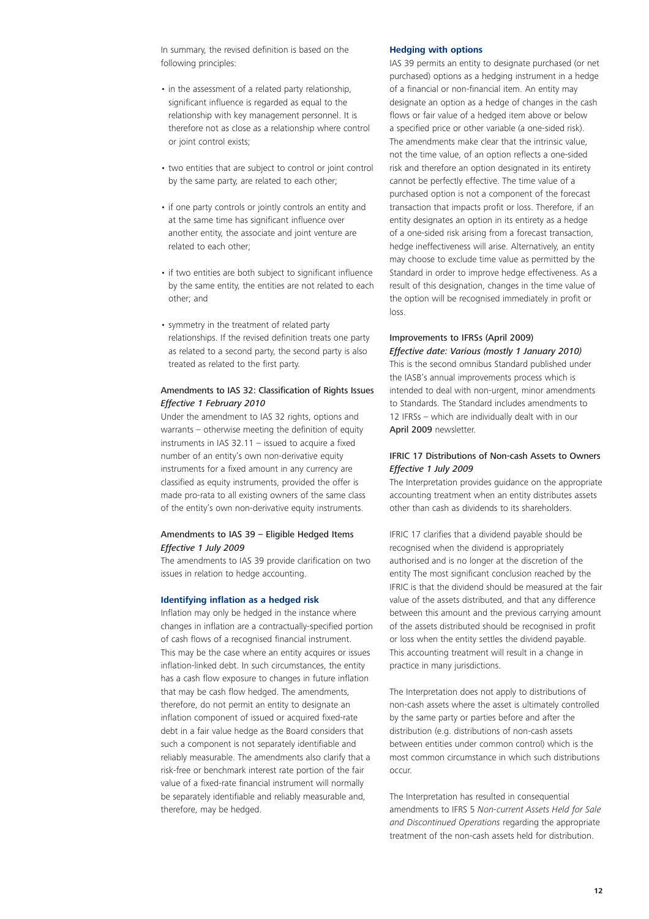In summary, the revised definition is based on the following principles:

- in the assessment of a related party relationship, significant influence is regarded as equal to the relationship with key management personnel. It is therefore not as close as a relationship where control or joint control exists;
- two entities that are subject to control or joint control by the same party, are related to each other;
- if one party controls or jointly controls an entity and at the same time has significant influence over another entity, the associate and joint venture are related to each other;
- if two entities are both subject to significant influence by the same entity, the entities are not related to each other; and
- symmetry in the treatment of related party relationships. If the revised definition treats one party as related to a second party, the second party is also treated as related to the first party.

### Amendments to IAS 32: Classification of Rights Issues
*Effective 1 February 2010*

Under the amendment to IAS 32 rights, options and warrants – otherwise meeting the definition of equity instruments in IAS 32.11 – issued to acquire a fixed number of an entity's own non-derivative equity instruments for a fixed amount in any currency are classified as equity instruments, provided the offer is made pro-rata to all existing owners of the same class of the entity's own non-derivative equity instruments.

### Amendments to IAS 39 – Eligible Hedged Items
*Effective 1 July 2009*

The amendments to IAS 39 provide clarification on two issues in relation to hedge accounting.

#### Identifying inflation as a hedged risk

Inflation may only be hedged in the instance where changes in inflation are a contractually-specified portion of cash flows of a recognised financial instrument. This may be the case where an entity acquires or issues inflation-linked debt. In such circumstances, the entity has a cash flow exposure to changes in future inflation that may be cash flow hedged. The amendments, therefore, do not permit an entity to designate an inflation component of issued or acquired fixed-rate debt in a fair value hedge as the Board considers that such a component is not separately identifiable and reliably measurable. The amendments also clarify that a risk-free or benchmark interest rate portion of the fair value of a fixed-rate financial instrument will normally be separately identifiable and reliably measurable and, therefore, may be hedged.

#### Hedging with options

IAS 39 permits an entity to designate purchased (or net purchased) options as a hedging instrument in a hedge of a financial or non-financial item. An entity may designate an option as a hedge of changes in the cash flows or fair value of a hedged item above or below a specified price or other variable (a one-sided risk). The amendments make clear that the intrinsic value, not the time value, of an option reflects a one-sided risk and therefore an option designated in its entirety cannot be perfectly effective. The time value of a purchased option is not a component of the forecast transaction that impacts profit or loss. Therefore, if an entity designates an option in its entirety as a hedge of a one-sided risk arising from a forecast transaction, hedge ineffectiveness will arise. Alternatively, an entity may choose to exclude time value as permitted by the Standard in order to improve hedge effectiveness. As a result of this designation, changes in the time value of the option will be recognised immediately in profit or loss.

### Improvements to IFRSs (April 2009)
*Effective date: Various (mostly 1 January 2010)*

This is the second omnibus Standard published under the IASB's annual improvements process which is intended to deal with non-urgent, minor amendments to Standards. The Standard includes amendments to 12 IFRSs – which are individually dealt with in our **April 2009** newsletter.

### IFRIC 17 Distributions of Non-cash Assets to Owners
*Effective 1 July 2009*

The Interpretation provides guidance on the appropriate accounting treatment when an entity distributes assets other than cash as dividends to its shareholders.

IFRIC 17 clarifies that a dividend payable should be recognised when the dividend is appropriately authorised and is no longer at the discretion of the entity The most significant conclusion reached by the IFRIC is that the dividend should be measured at the fair value of the assets distributed, and that any difference between this amount and the previous carrying amount of the assets distributed should be recognised in profit or loss when the entity settles the dividend payable. This accounting treatment will result in a change in practice in many jurisdictions.

The Interpretation does not apply to distributions of non-cash assets where the asset is ultimately controlled by the same party or parties before and after the distribution (e.g. distributions of non-cash assets between entities under common control) which is the most common circumstance in which such distributions occur.

The Interpretation has resulted in consequential amendments to IFRS 5 *Non-current Assets Held for Sale and Discontinued Operations* regarding the appropriate treatment of the non-cash assets held for distribution.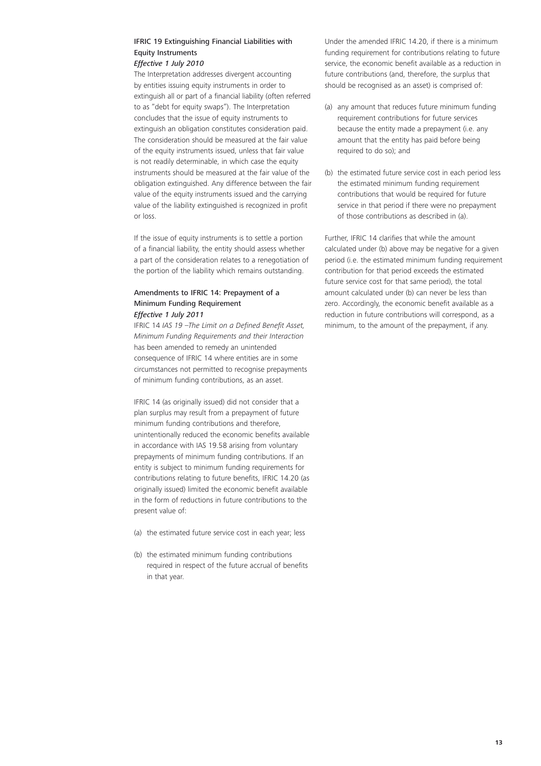### IFRIC 19 Extinguishing Financial Liabilities with Equity Instruments

*Effective 1 July 2010*

The Interpretation addresses divergent accounting by entities issuing equity instruments in order to extinguish all or part of a financial liability (often referred to as "debt for equity swaps"). The Interpretation concludes that the issue of equity instruments to extinguish an obligation constitutes consideration paid. The consideration should be measured at the fair value of the equity instruments issued, unless that fair value is not readily determinable, in which case the equity instruments should be measured at the fair value of the obligation extinguished. Any difference between the fair value of the equity instruments issued and the carrying value of the liability extinguished is recognized in profit or loss.

If the issue of equity instruments is to settle a portion of a financial liability, the entity should assess whether a part of the consideration relates to a renegotiation of the portion of the liability which remains outstanding.

### Amendments to IFRIC 14: Prepayment of a Minimum Funding Requirement

*Effective 1 July 2011*

IFRIC 14 *IAS 19 –The Limit on a Defined Benefit Asset, Minimum Funding Requirements and their Interaction* has been amended to remedy an unintended consequence of IFRIC 14 where entities are in some circumstances not permitted to recognise prepayments of minimum funding contributions, as an asset.

IFRIC 14 (as originally issued) did not consider that a plan surplus may result from a prepayment of future minimum funding contributions and therefore, unintentionally reduced the economic benefits available in accordance with IAS 19.58 arising from voluntary prepayments of minimum funding contributions. If an entity is subject to minimum funding requirements for contributions relating to future benefits, IFRIC 14.20 (as originally issued) limited the economic benefit available in the form of reductions in future contributions to the present value of:

(a) the estimated future service cost in each year; less

(b) the estimated minimum funding contributions required in respect of the future accrual of benefits in that year.

Under the amended IFRIC 14.20, if there is a minimum funding requirement for contributions relating to future service, the economic benefit available as a reduction in future contributions (and, therefore, the surplus that should be recognised as an asset) is comprised of:

(a) any amount that reduces future minimum funding requirement contributions for future services because the entity made a prepayment (i.e. any amount that the entity has paid before being required to do so); and

(b) the estimated future service cost in each period less the estimated minimum funding requirement contributions that would be required for future service in that period if there were no prepayment of those contributions as described in (a).

Further, IFRIC 14 clarifies that while the amount calculated under (b) above may be negative for a given period (i.e. the estimated minimum funding requirement contribution for that period exceeds the estimated future service cost for that same period), the total amount calculated under (b) can never be less than zero. Accordingly, the economic benefit available as a reduction in future contributions will correspond, as a minimum, to the amount of the prepayment, if any.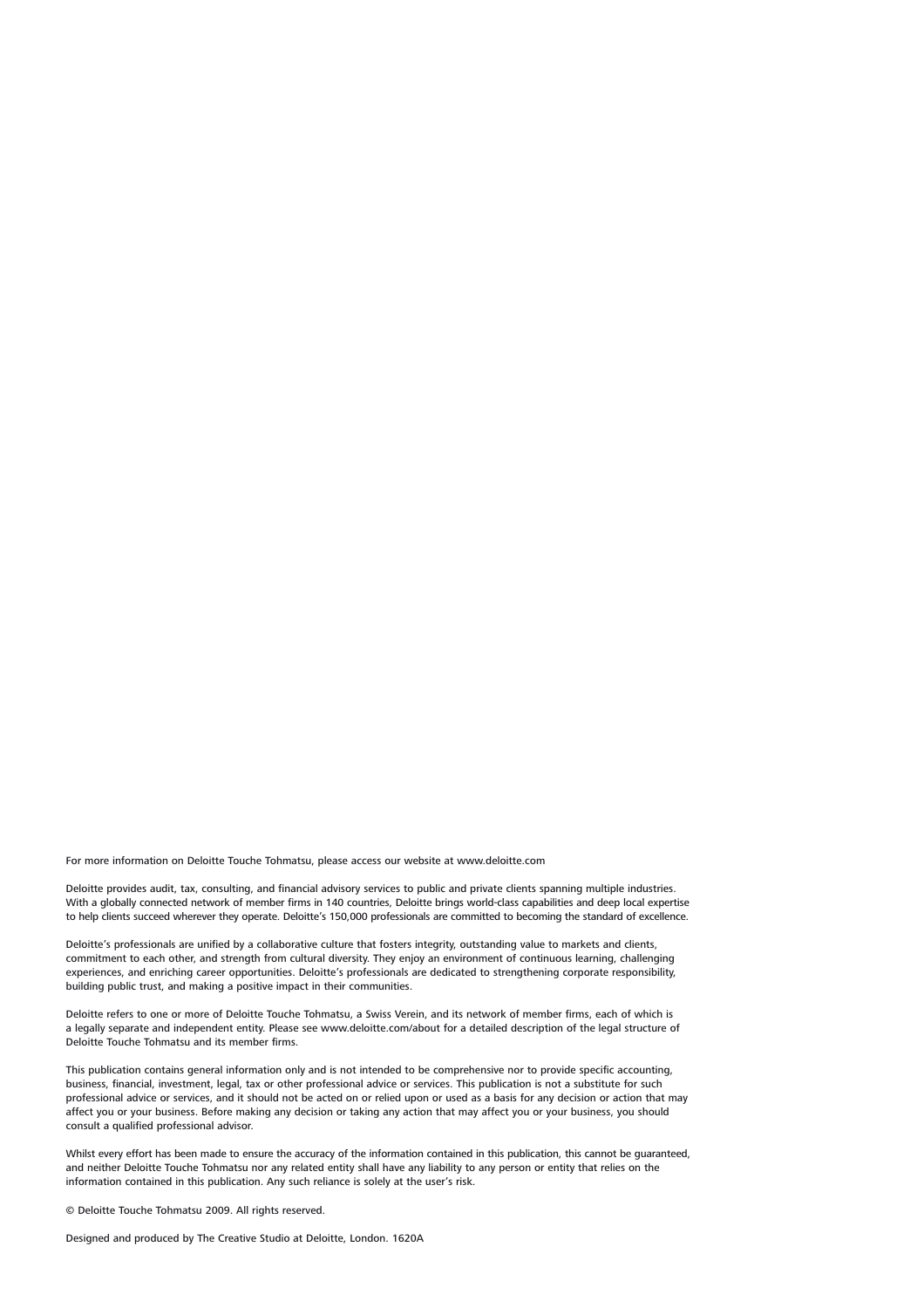For more information on Deloitte Touche Tohmatsu, please access our website at www.deloitte.com

Deloitte provides audit, tax, consulting, and financial advisory services to public and private clients spanning multiple industries. With a globally connected network of member firms in 140 countries, Deloitte brings world-class capabilities and deep local expertise to help clients succeed wherever they operate. Deloitte's 150,000 professionals are committed to becoming the standard of excellence.

Deloitte's professionals are unified by a collaborative culture that fosters integrity, outstanding value to markets and clients, commitment to each other, and strength from cultural diversity. They enjoy an environment of continuous learning, challenging experiences, and enriching career opportunities. Deloitte's professionals are dedicated to strengthening corporate responsibility, building public trust, and making a positive impact in their communities.

Deloitte refers to one or more of Deloitte Touche Tohmatsu, a Swiss Verein, and its network of member firms, each of which is a legally separate and independent entity. Please see www.deloitte.com/about for a detailed description of the legal structure of Deloitte Touche Tohmatsu and its member firms.

This publication contains general information only and is not intended to be comprehensive nor to provide specific accounting, business, financial, investment, legal, tax or other professional advice or services. This publication is not a substitute for such professional advice or services, and it should not be acted on or relied upon or used as a basis for any decision or action that may affect you or your business. Before making any decision or taking any action that may affect you or your business, you should consult a qualified professional advisor.

Whilst every effort has been made to ensure the accuracy of the information contained in this publication, this cannot be guaranteed, and neither Deloitte Touche Tohmatsu nor any related entity shall have any liability to any person or entity that relies on the information contained in this publication. Any such reliance is solely at the user's risk.

© Deloitte Touche Tohmatsu 2009. All rights reserved.

Designed and produced by The Creative Studio at Deloitte, London. 1620A